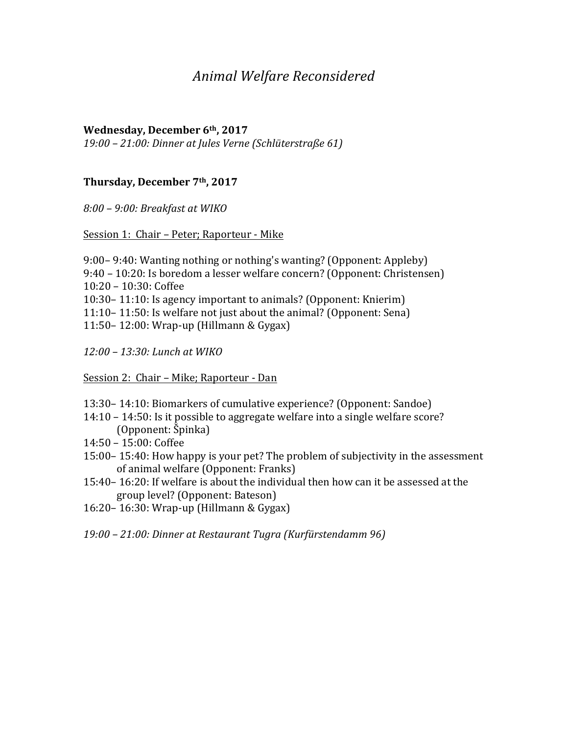# *Animal Welfare Reconsidered*

**Wednesday, December 6th, 2017**

*19:00 – 21:00: Dinner at Jules Verne (Schlüterstraße 61)*

**Thursday, December 7th, 2017**

*8:00 – 9:00: Breakfast at WIKO*

Session 1: Chair – Peter; Raporteur - Mike

9:00– 9:40: Wanting nothing or nothing's wanting? (Opponent: Appleby)
9:40 – 10:20: Is boredom a lesser welfare concern? (Opponent: Christensen)
10:20 – 10:30: Coffee
10:30– 11:10: Is agency important to animals? (Opponent: Knierim)
11:10– 11:50: Is welfare not just about the animal? (Opponent: Sena)
11:50– 12:00: Wrap-up (Hillmann & Gygax)

*12:00 – 13:30: Lunch at WIKO*

Session 2: Chair – Mike; Raporteur - Dan

13:30– 14:10: Biomarkers of cumulative experience? (Opponent: Sandoe)
14:10 – 14:50: Is it possible to aggregate welfare into a single welfare score? (Opponent: Špinka)
14:50 – 15:00: Coffee
15:00– 15:40: How happy is your pet? The problem of subjectivity in the assessment of animal welfare (Opponent: Franks)
15:40– 16:20: If welfare is about the individual then how can it be assessed at the group level? (Opponent: Bateson)
16:20– 16:30: Wrap-up (Hillmann & Gygax)

*19:00 – 21:00: Dinner at Restaurant Tugra (Kurfürstendamm 96)*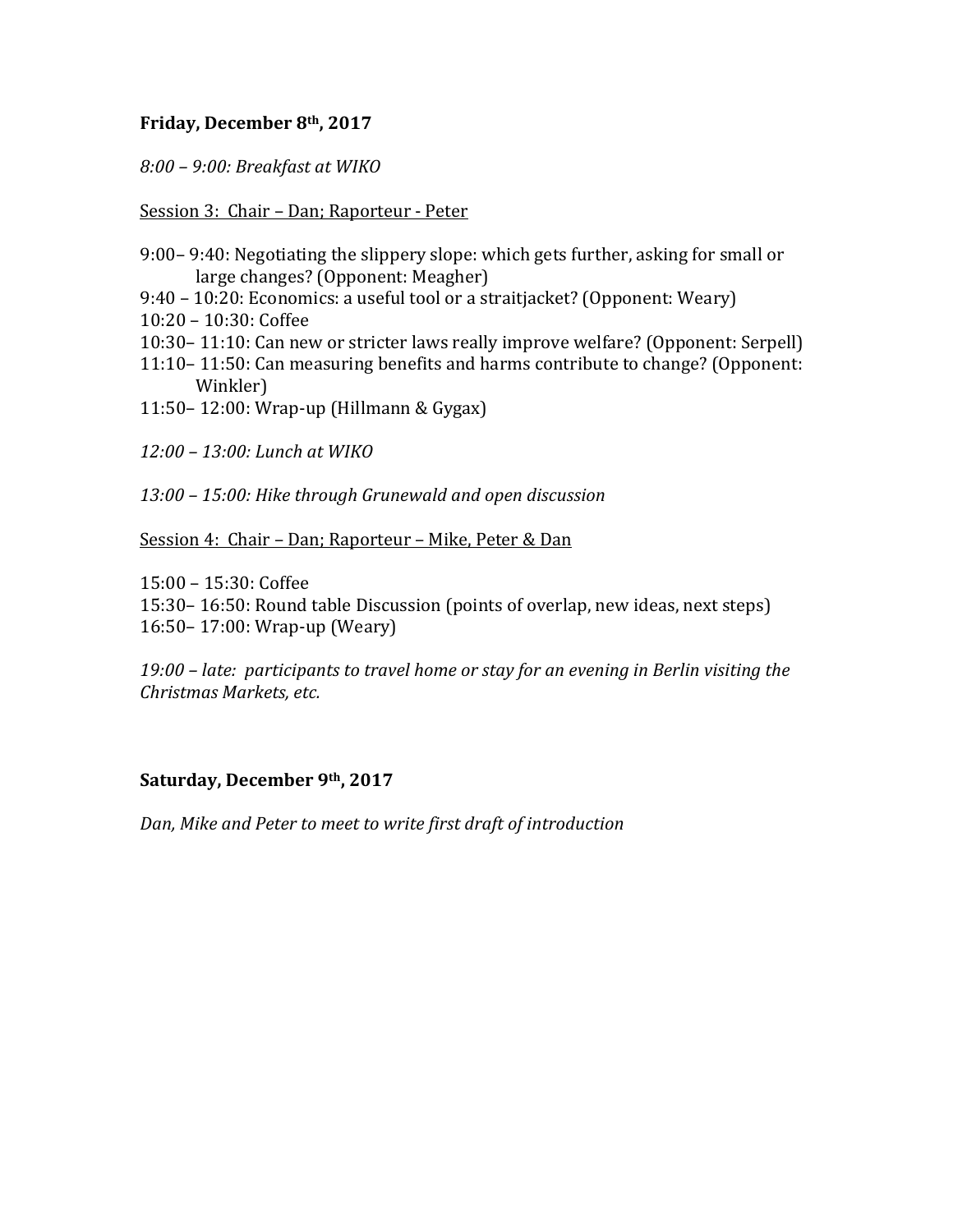**Friday, December 8th, 2017**

*8:00 – 9:00: Breakfast at WIKO*

Session 3: Chair – Dan; Raporteur - Peter

9:00– 9:40: Negotiating the slippery slope: which gets further, asking for small or large changes? (Opponent: Meagher)
9:40 – 10:20: Economics: a useful tool or a straitjacket? (Opponent: Weary)
10:20 – 10:30: Coffee
10:30– 11:10: Can new or stricter laws really improve welfare? (Opponent: Serpell)
11:10– 11:50: Can measuring benefits and harms contribute to change? (Opponent: Winkler)
11:50– 12:00: Wrap-up (Hillmann & Gygax)

*12:00 – 13:00: Lunch at WIKO*

*13:00 – 15:00: Hike through Grunewald and open discussion*

Session 4: Chair – Dan; Raporteur – Mike, Peter & Dan

15:00 – 15:30: Coffee
15:30– 16:50: Round table Discussion (points of overlap, new ideas, next steps)
16:50– 17:00: Wrap-up (Weary)

*19:00 – late: participants to travel home or stay for an evening in Berlin visiting the Christmas Markets, etc.*

**Saturday, December 9th, 2017**

*Dan, Mike and Peter to meet to write first draft of introduction*